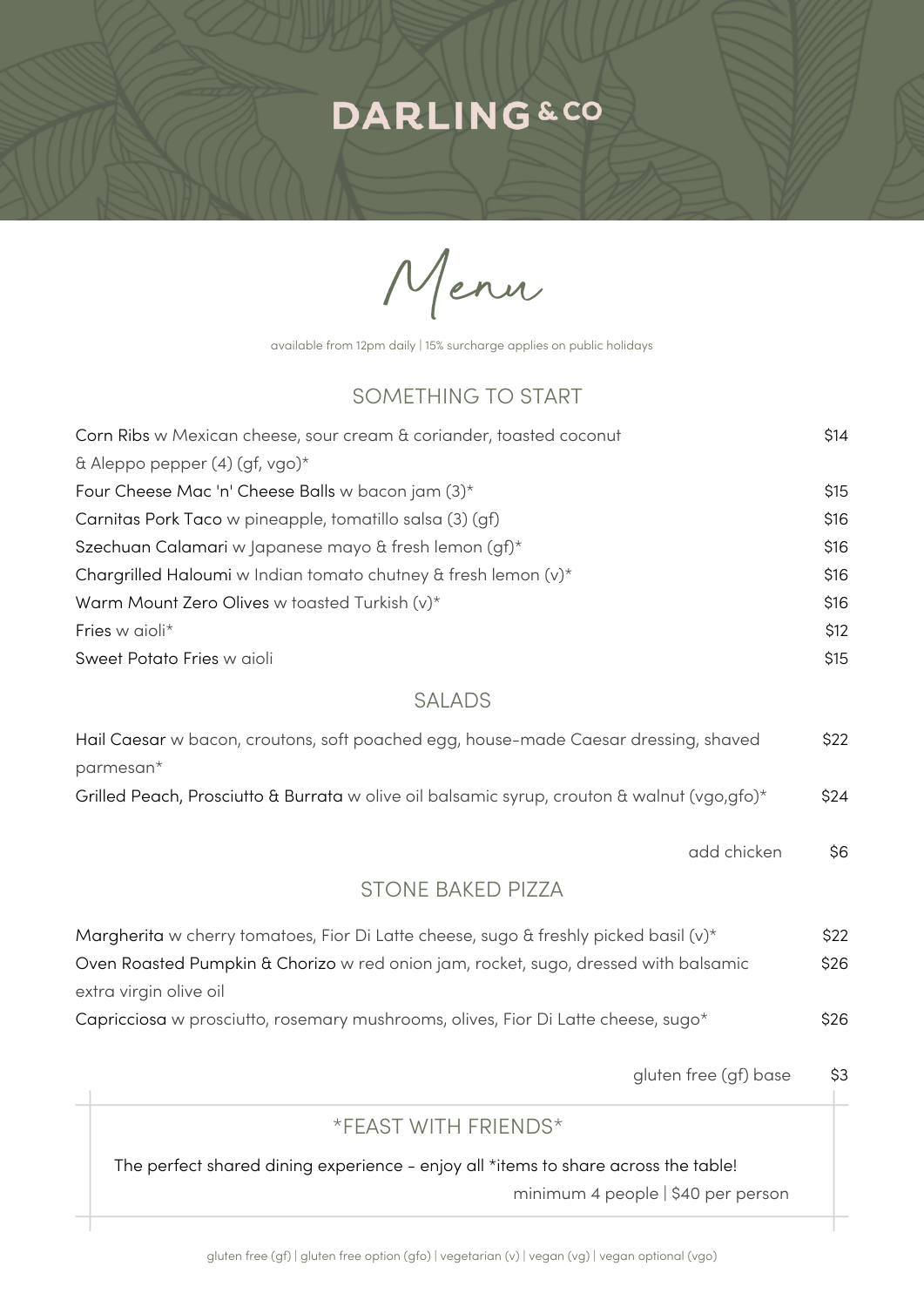# DARLING & CO

## Menu

available from 12pm daily | 15% surcharge applies on public holidays

### SOMETHING TO START

| Item | Price |
|---|---|
| Corn Ribs w Mexican cheese, sour cream & coriander, toasted coconut & Aleppo pepper (4) (gf, vgo)* | $14 |
| Four Cheese Mac 'n' Cheese Balls w bacon jam (3)* | $15 |
| Carnitas Pork Taco w pineapple, tomatillo salsa (3) (gf) | $16 |
| Szechuan Calamari w Japanese mayo & fresh lemon (gf)* | $16 |
| Chargrilled Haloumi w Indian tomato chutney & fresh lemon (v)* | $16 |
| Warm Mount Zero Olives w toasted Turkish (v)* | $16 |
| Fries w aioli* | $12 |
| Sweet Potato Fries w aioli | $15 |

### SALADS

| Item | Price |
|---|---|
| Hail Caesar w bacon, croutons, soft poached egg, house-made Caesar dressing, shaved parmesan* | $22 |
| Grilled Peach, Prosciutto & Burrata w olive oil balsamic syrup, crouton & walnut (vgo,gfo)* | $24 |
| add chicken | $6 |

### STONE BAKED PIZZA

| Item | Price |
|---|---|
| Margherita w cherry tomatoes, Fior Di Latte cheese, sugo & freshly picked basil (v)* | $22 |
| Oven Roasted Pumpkin & Chorizo w red onion jam, rocket, sugo, dressed with balsamic extra virgin olive oil | $26 |
| Capricciosa w prosciutto, rosemary mushrooms, olives, Fior Di Latte cheese, sugo* | $26 |
| gluten free (gf) base | $3 |

### *FEAST WITH FRIENDS*

The perfect shared dining experience - enjoy all *items to share across the table!

minimum 4 people | $40 per person

gluten free (gf) | gluten free option (gfo) | vegetarian (v) | vegan (vg) | vegan optional (vgo)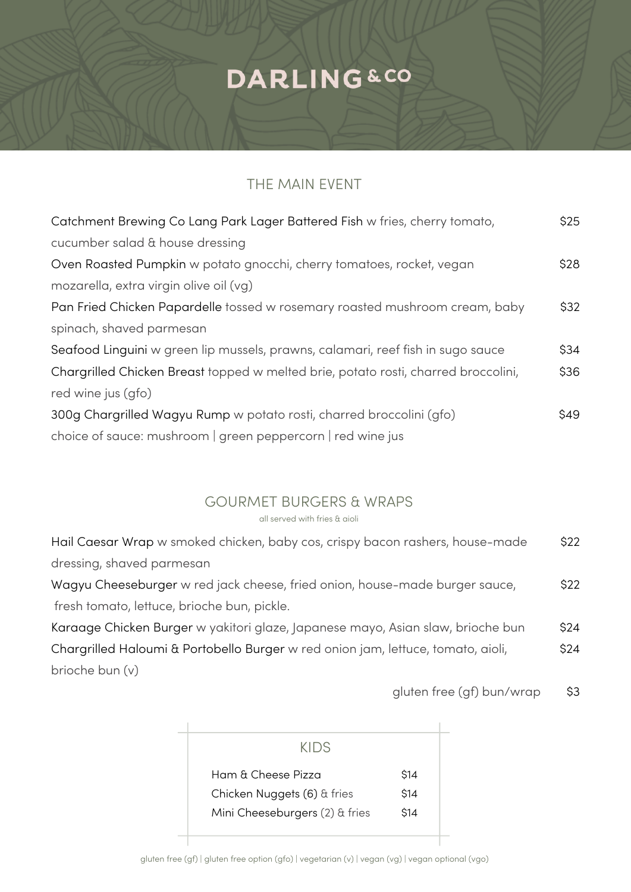# DARLING & CO

## THE MAIN EVENT

| | |
|---|---|
| Catchment Brewing Co Lang Park Lager Battered Fish w fries, cherry tomato, cucumber salad & house dressing | $25 |
| Oven Roasted Pumpkin w potato gnocchi, cherry tomatoes, rocket, vegan mozarella, extra virgin olive oil (vg) | $28 |
| Pan Fried Chicken Papardelle tossed w rosemary roasted mushroom cream, baby spinach, shaved parmesan | $32 |
| Seafood Linguini w green lip mussels, prawns, calamari, reef fish in sugo sauce | $34 |
| Chargrilled Chicken Breast topped w melted brie, potato rosti, charred broccolini, red wine jus (gfo) | $36 |
| 300g Chargrilled Wagyu Rump w potato rosti, charred broccolini (gfo) choice of sauce: mushroom \| green peppercorn \| red wine jus | $49 |

## GOURMET BURGERS & WRAPS

all served with fries & aioli

| | |
|---|---|
| Hail Caesar Wrap w smoked chicken, baby cos, crispy bacon rashers, house-made dressing, shaved parmesan | $22 |
| Wagyu Cheeseburger w red jack cheese, fried onion, house-made burger sauce, fresh tomato, lettuce, brioche bun, pickle. | $22 |
| Karaage Chicken Burger w yakitori glaze, Japanese mayo, Asian slaw, brioche bun | $24 |
| Chargrilled Haloumi & Portobello Burger w red onion jam, lettuce, tomato, aioli, brioche bun (v) | $24 |
| gluten free (gf) bun/wrap | $3 |

## KIDS

| | |
|---|---|
| Ham & Cheese Pizza | $14 |
| Chicken Nuggets (6) & fries | $14 |
| Mini Cheeseburgers (2) & fries | $14 |

gluten free (gf) | gluten free option (gfo) | vegetarian (v) | vegan (vg) | vegan optional (vgo)